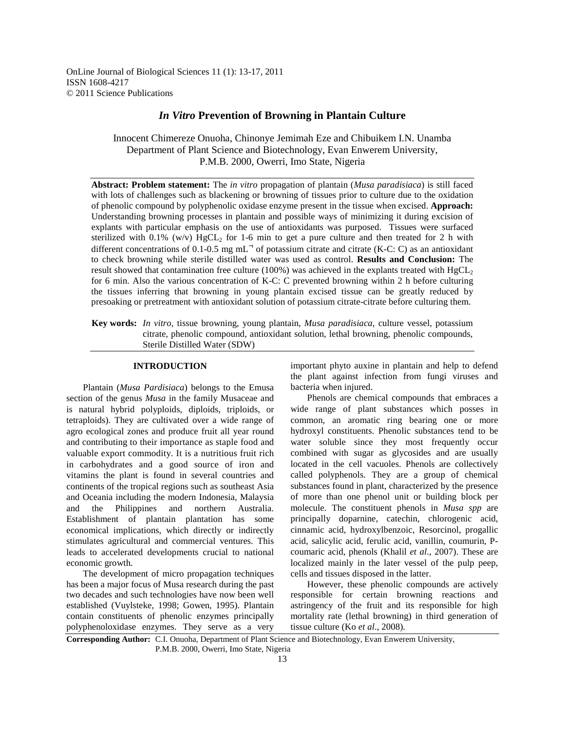OnLine Journal of Biological Sciences 11 (1): 13-17, 2011
ISSN 1608-4217
© 2011 Science Publications

# *In Vitro* Prevention of Browning in Plantain Culture

Innocent Chimereze Onuoha, Chinonye Jemimah Eze and Chibuikem I.N. Unamba
Department of Plant Science and Biotechnology, Evan Enwerem University,
P.M.B. 2000, Owerri, Imo State, Nigeria

---

**Abstract: Problem statement:** The *in vitro* propagation of plantain (*Musa paradisiaca*) is still faced with lots of challenges such as blackening or browning of tissues prior to culture due to the oxidation of phenolic compound by polyphenolic oxidase enzyme present in the tissue when excised. **Approach:** Understanding browning processes in plantain and possible ways of minimizing it during excision of explants with particular emphasis on the use of antioxidants was purposed. Tissues were surfaced sterilized with 0.1% (w/v) $HgCL_2$ for 1-6 min to get a pure culture and then treated for 2 h with different concentrations of 0.1-0.5 mg mL$^{-1}$ of potassium citrate and citrate (K-C: C) as an antioxidant to check browning while sterile distilled water was used as control. **Results and Conclusion:** The result showed that contamination free culture (100%) was achieved in the explants treated with $HgCL_2$ for 6 min. Also the various concentration of K-C: C prevented browning within 2 h before culturing the tissues inferring that browning in young plantain excised tissue can be greatly reduced by presoaking or pretreatment with antioxidant solution of potassium citrate-citrate before culturing them.

**Key words:** *In vitro*, tissue browning, young plantain, *Musa paradisiaca*, culture vessel, potassium citrate, phenolic compound, antioxidant solution, lethal browning, phenolic compounds, Sterile Distilled Water (SDW)

---

## INTRODUCTION

Plantain (*Musa Pardisiaca*) belongs to the Emusa section of the genus *Musa* in the family Musaceae and is natural hybrid polyploids, diploids, triploids, or tetraploids). They are cultivated over a wide range of agro ecological zones and produce fruit all year round and contributing to their importance as staple food and valuable export commodity. It is a nutritious fruit rich in carbohydrates and a good source of iron and vitamins the plant is found in several countries and continents of the tropical regions such as southeast Asia and Oceania including the modern Indonesia, Malaysia and the Philippines and northern Australia. Establishment of plantain plantation has some economical implications, which directly or indirectly stimulates agricultural and commercial ventures. This leads to accelerated developments crucial to national economic growth.

The development of micro propagation techniques has been a major focus of Musa research during the past two decades and such technologies have now been well established (Vuylsteke, 1998; Gowen, 1995). Plantain contain constituents of phenolic enzymes principally polyphenoloxidase enzymes. They serve as a very important phyto auxine in plantain and help to defend the plant against infection from fungi viruses and bacteria when injured.

Phenols are chemical compounds that embraces a wide range of plant substances which posses in common, an aromatic ring bearing one or more hydroxyl constituents. Phenolic substances tend to be water soluble since they most frequently occur combined with sugar as glycosides and are usually located in the cell vacuoles. Phenols are collectively called polyphenols. They are a group of chemical substances found in plant, characterized by the presence of more than one phenol unit or building block per molecule. The constituent phenols in *Musa spp* are principally doparnine, catechin, chlorogenic acid, cinnamic acid, hydroxylbenzoic, Resorcinol, progallic acid, salicylic acid, ferulic acid, vanillin, coumurin, P-coumaric acid, phenols (Khalil *et al*., 2007). These are localized mainly in the later vessel of the pulp peep, cells and tissues disposed in the latter.

However, these phenolic compounds are actively responsible for certain browning reactions and astringency of the fruit and its responsible for high mortality rate (lethal browning) in third generation of tissue culture (Ko *et al*., 2008).

**Corresponding Author:** C.I. Onuoha, Department of Plant Science and Biotechnology, Evan Enwerem University, P.M.B. 2000, Owerri, Imo State, Nigeria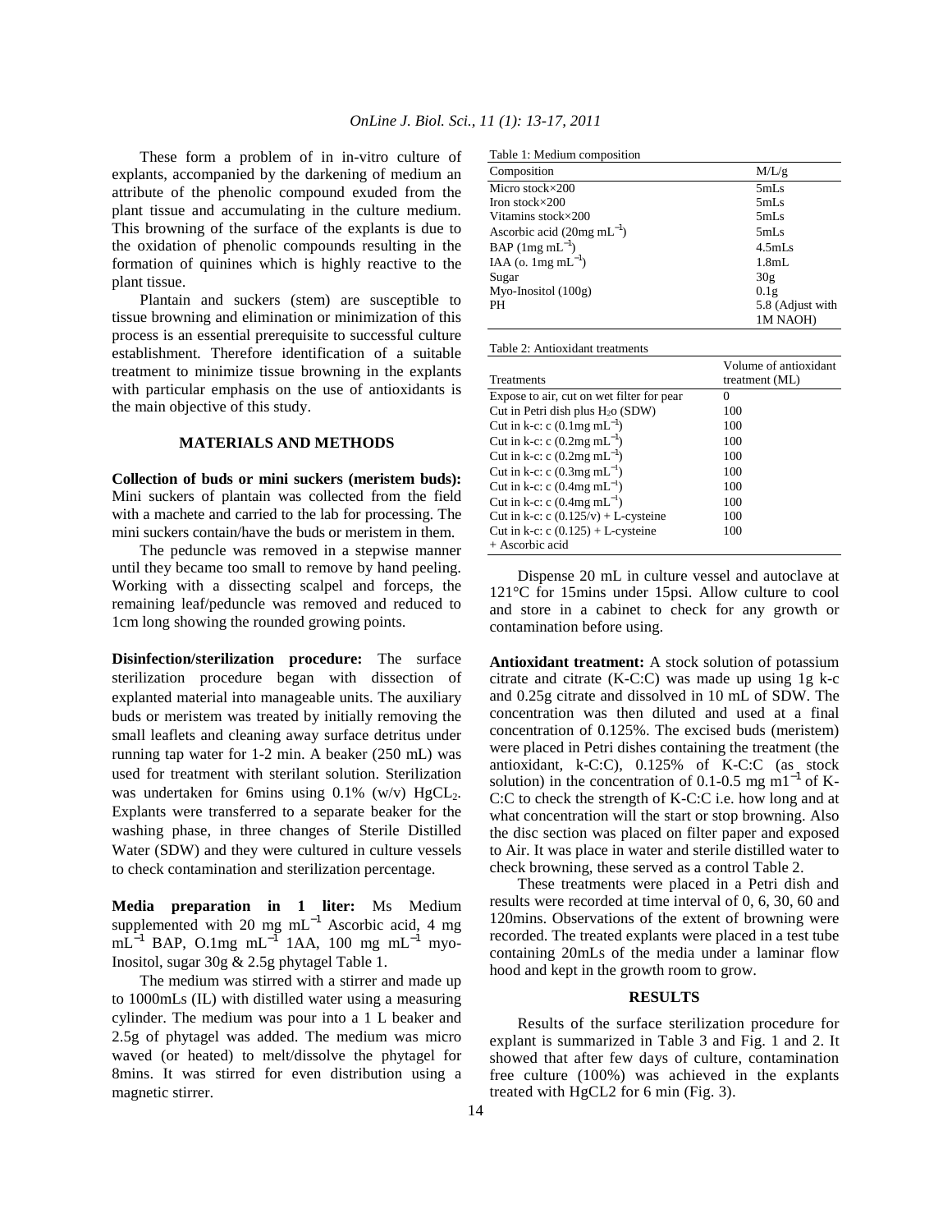These form a problem of in in-vitro culture of explants, accompanied by the darkening of medium an attribute of the phenolic compound exuded from the plant tissue and accumulating in the culture medium. This browning of the surface of the explants is due to the oxidation of phenolic compounds resulting in the formation of quinines which is highly reactive to the plant tissue.

Plantain and suckers (stem) are susceptible to tissue browning and elimination or minimization of this process is an essential prerequisite to successful culture establishment. Therefore identification of a suitable treatment to minimize tissue browning in the explants with particular emphasis on the use of antioxidants is the main objective of this study.

## MATERIALS AND METHODS

**Collection of buds or mini suckers (meristem buds):** Mini suckers of plantain was collected from the field with a machete and carried to the lab for processing. The mini suckers contain/have the buds or meristem in them.

The peduncle was removed in a stepwise manner until they became too small to remove by hand peeling. Working with a dissecting scalpel and forceps, the remaining leaf/peduncle was removed and reduced to 1cm long showing the rounded growing points.

**Disinfection/sterilization procedure:** The surface sterilization procedure began with dissection of explanted material into manageable units. The auxiliary buds or meristem was treated by initially removing the small leaflets and cleaning away surface detritus under running tap water for 1-2 min. A beaker (250 mL) was used for treatment with sterilant solution. Sterilization was undertaken for 6mins using 0.1% (w/v) $HgCL_2$. Explants were transferred to a separate beaker for the washing phase, in three changes of Sterile Distilled Water (SDW) and they were cultured in culture vessels to check contamination and sterilization percentage.

**Media preparation in 1 liter:** Ms Medium supplemented with 20 mg $mL^{-1}$ Ascorbic acid, 4 mg $mL^{-1}$ BAP, O.1mg $mL^{-1}$ 1AA, 100 mg $mL^{-1}$ myo-Inositol, sugar 30g & 2.5g phytagel Table 1.

The medium was stirred with a stirrer and made up to 1000mLs (IL) with distilled water using a measuring cylinder. The medium was pour into a 1 L beaker and 2.5g of phytagel was added. The medium was micro waved (or heated) to melt/dissolve the phytagel for 8mins. It was stirred for even distribution using a magnetic stirrer.

Table 1: Medium composition

| Composition | M/L/g |
|---|---|
| Micro stock×200 | 5mLs |
| Iron stock×200 | 5mLs |
| Vitamins stock×200 | 5mLs |
| Ascorbic acid (20mg $mL^{-1}$) | 5mLs |
| BAP (1mg $mL^{-1}$) | 4.5mLs |
| IAA (o. 1mg $mL^{-1}$) | 1.8mL |
| Sugar | 30g |
| Myo-Inositol (100g) | 0.1g |
| PH | 5.8 (Adjust with 1M NAOH) |

Table 2: Antioxidant treatments

| Treatments | Volume of antioxidant treatment (ML) |
|---|---|
| Expose to air, cut on wet filter for pear | 0 |
| Cut in Petri dish plus $H_2O$ (SDW) | 100 |
| Cut in k-c: c (0.1mg $mL^{-1}$) | 100 |
| Cut in k-c: c (0.2mg $mL^{-1}$) | 100 |
| Cut in k-c: c (0.2mg $mL^{-1}$) | 100 |
| Cut in k-c: c (0.3mg $mL^{-1}$) | 100 |
| Cut in k-c: c (0.4mg $mL^{-1}$) | 100 |
| Cut in k-c: c (0.4mg $mL^{-1}$) | 100 |
| Cut in k-c: c (0.125/v) + L-cysteine | 100 |
| Cut in k-c: c (0.125) + L-cysteine + Ascorbic acid | 100 |

Dispense 20 mL in culture vessel and autoclave at 121°C for 15mins under 15psi. Allow culture to cool and store in a cabinet to check for any growth or contamination before using.

**Antioxidant treatment:** A stock solution of potassium citrate and citrate (K-C:C) was made up using 1g k-c and 0.25g citrate and dissolved in 10 mL of SDW. The concentration was then diluted and used at a final concentration of 0.125%. The excised buds (meristem) were placed in Petri dishes containing the treatment (the antioxidant, k-C:C), 0.125% of K-C:C (as stock solution) in the concentration of 0.1-0.5 mg $m1^{-1}$ of K-C:C to check the strength of K-C:C i.e. how long and at what concentration will the start or stop browning. Also the disc section was placed on filter paper and exposed to Air. It was place in water and sterile distilled water to check browning, these served as a control Table 2.

These treatments were placed in a Petri dish and results were recorded at time interval of 0, 6, 30, 60 and 120mins. Observations of the extent of browning were recorded. The treated explants were placed in a test tube containing 20mLs of the media under a laminar flow hood and kept in the growth room to grow.

## RESULTS

Results of the surface sterilization procedure for explant is summarized in Table 3 and Fig. 1 and 2. It showed that after few days of culture, contamination free culture (100%) was achieved in the explants treated with HgCL2 for 6 min (Fig. 3).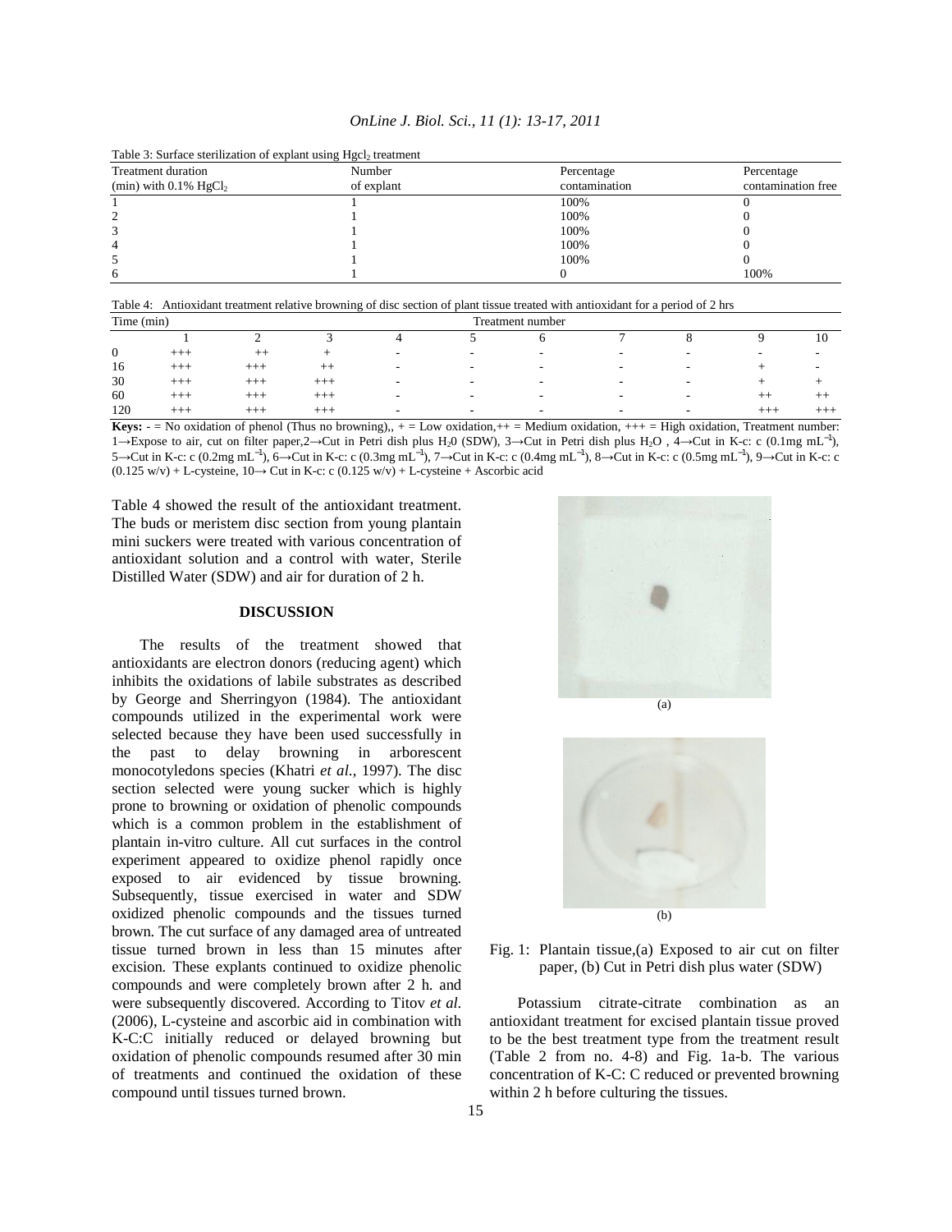Table 3: Surface sterilization of explant using $HgCl_2$ treatment

| Treatment duration (min) with 0.1% $HgCl_2$ | Number of explant | Percentage contamination | Percentage contamination free |
|---|---|---|---|
| 1 | 1 | 100% | 0 |
| 2 | 1 | 100% | 0 |
| 3 | 1 | 100% | 0 |
| 4 | 1 | 100% | 0 |
| 5 | 1 | 100% | 0 |
| 6 | 1 | 0 | 100% |

Table 4: Antioxidant treatment relative browning of disc section of plant tissue treated with antioxidant for a period of 2 hrs

| Time (min) | Treatment number | | | | | | | | | |
|---|---|---|---|---|---|---|---|---|---|---|
| | 1 | 2 | 3 | 4 | 5 | 6 | 7 | 8 | 9 | 10 |
| 0 | +++ | ++ | + | - | - | - | - | - | - | - |
| 16 | +++ | +++ | ++ | - | - | - | - | - | + | - |
| 30 | +++ | +++ | +++ | - | - | - | - | - | + | + |
| 60 | +++ | +++ | +++ | - | - | - | - | - | ++ | ++ |
| 120 | +++ | +++ | +++ | - | - | - | - | - | +++ | +++ |

**Keys:** - = No oxidation of phenol (Thus no browning),, + = Low oxidation,++ = Medium oxidation, +++ = High oxidation, Treatment number: 1→Expose to air, cut on filter paper,2→Cut in Petri dish plus $H_2O$ (SDW), 3→Cut in Petri dish plus $H_2O$ , 4→Cut in K-c: c (0.1mg $mL^{-1}$), 5→Cut in K-c: c (0.2mg $mL^{-1}$), 6→Cut in K-c: c (0.3mg $mL^{-1}$), 7→Cut in K-c: c (0.4mg $mL^{-1}$), 8→Cut in K-c: c (0.5mg $mL^{-1}$), 9→Cut in K-c: c (0.125 w/v) + L-cysteine, 10→ Cut in K-c: c (0.125 w/v) + L-cysteine + Ascorbic acid

Table 4 showed the result of the antioxidant treatment. The buds or meristem disc section from young plantain mini suckers were treated with various concentration of antioxidant solution and a control with water, Sterile Distilled Water (SDW) and air for duration of 2 h.

## DISCUSSION

The results of the treatment showed that antioxidants are electron donors (reducing agent) which inhibits the oxidations of labile substrates as described by George and Sherringyon (1984). The antioxidant compounds utilized in the experimental work were selected because they have been used successfully in the past to delay browning in arborescent monocotyledons species (Khatri *et al.*, 1997). The disc section selected were young sucker which is highly prone to browning or oxidation of phenolic compounds which is a common problem in the establishment of plantain in-vitro culture. All cut surfaces in the control experiment appeared to oxidize phenol rapidly once exposed to air evidenced by tissue browning. Subsequently, tissue exercised in water and SDW oxidized phenolic compounds and the tissues turned brown. The cut surface of any damaged area of untreated tissue turned brown in less than 15 minutes after excision. These explants continued to oxidize phenolic compounds and were completely brown after 2 h. and were subsequently discovered. According to Titov *et al.* (2006), L-cysteine and ascorbic aid in combination with K-C:C initially reduced or delayed browning but oxidation of phenolic compounds resumed after 30 min of treatments and continued the oxidation of these compound until tissues turned brown.

(a)

(b)

Fig. 1: Plantain tissue,(a) Exposed to air cut on filter paper, (b) Cut in Petri dish plus water (SDW)

Potassium citrate-citrate combination as an antioxidant treatment for excised plantain tissue proved to be the best treatment type from the treatment result (Table 2 from no. 4-8) and Fig. 1a-b. The various concentration of K-C: C reduced or prevented browning within 2 h before culturing the tissues.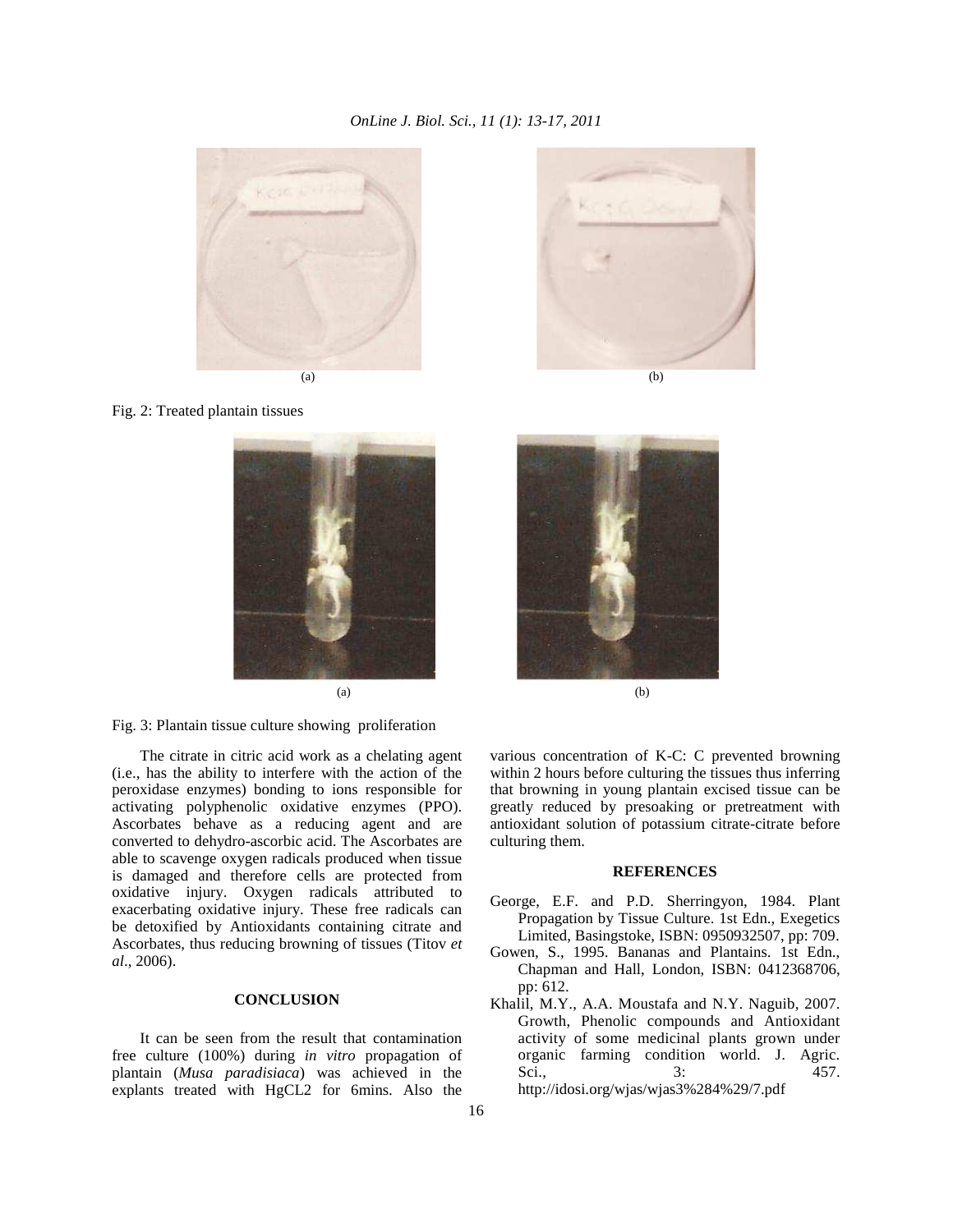(a) (b)

Fig. 2: Treated plantain tissues

(a) (b)

Fig. 3: Plantain tissue culture showing proliferation

The citrate in citric acid work as a chelating agent (i.e., has the ability to interfere with the action of the peroxidase enzymes) bonding to ions responsible for activating polyphenolic oxidative enzymes (PPO). Ascorbates behave as a reducing agent and are converted to dehydro-ascorbic acid. The Ascorbates are able to scavenge oxygen radicals produced when tissue is damaged and therefore cells are protected from oxidative injury. Oxygen radicals attributed to exacerbating oxidative injury. These free radicals can be detoxified by Antioxidants containing citrate and Ascorbates, thus reducing browning of tissues (Titov *et al*., 2006).

## CONCLUSION

It can be seen from the result that contamination free culture (100%) during *in vitro* propagation of plantain (*Musa paradisiaca*) was achieved in the explants treated with HgCL2 for 6mins. Also the various concentration of K-C: C prevented browning within 2 hours before culturing the tissues thus inferring that browning in young plantain excised tissue can be greatly reduced by presoaking or pretreatment with antioxidant solution of potassium citrate-citrate before culturing them.

## REFERENCES

George, E.F. and P.D. Sherringyon, 1984. Plant Propagation by Tissue Culture. 1st Edn., Exegetics Limited, Basingstoke, ISBN: 0950932507, pp: 709.

Gowen, S., 1995. Bananas and Plantains. 1st Edn., Chapman and Hall, London, ISBN: 0412368706, pp: 612.

Khalil, M.Y., A.A. Moustafa and N.Y. Naguib, 2007. Growth, Phenolic compounds and Antioxidant activity of some medicinal plants grown under organic farming condition world. J. Agric. Sci., 3: 457. http://idosi.org/wjas/wjas3%284%29/7.pdf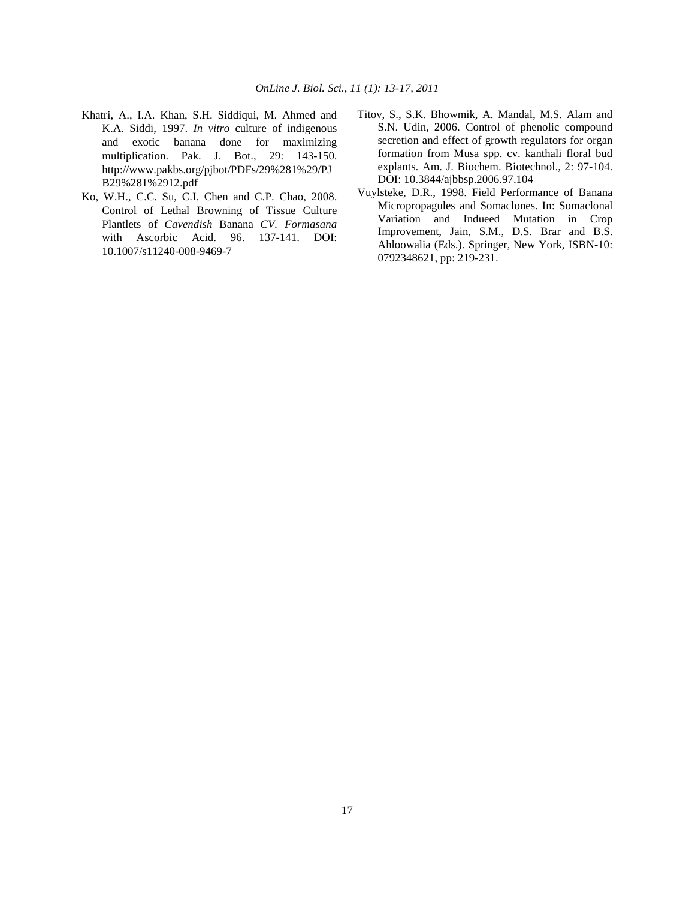Khatri, A., I.A. Khan, S.H. Siddiqui, M. Ahmed and K.A. Siddi, 1997. *In vitro* culture of indigenous and exotic banana done for maximizing multiplication. Pak. J. Bot., 29: 143-150. http://www.pakbs.org/pjbot/PDFs/29%281%29/PJB29%281%2912.pdf

Ko, W.H., C.C. Su, C.I. Chen and C.P. Chao, 2008. Control of Lethal Browning of Tissue Culture Plantlets of *Cavendish* Banana *CV. Formasana* with Ascorbic Acid. 96. 137-141. DOI: 10.1007/s11240-008-9469-7

Titov, S., S.K. Bhowmik, A. Mandal, M.S. Alam and S.N. Udin, 2006. Control of phenolic compound secretion and effect of growth regulators for organ formation from Musa spp. cv. kanthali floral bud explants. Am. J. Biochem. Biotechnol., 2: 97-104. DOI: 10.3844/ajbbsp.2006.97.104

Vuylsteke, D.R., 1998. Field Performance of Banana Micropropagules and Somaclones. In: Somaclonal Variation and Indueed Mutation in Crop Improvement, Jain, S.M., D.S. Brar and B.S. Ahloowalia (Eds.). Springer, New York, ISBN-10: 0792348621, pp: 219-231.